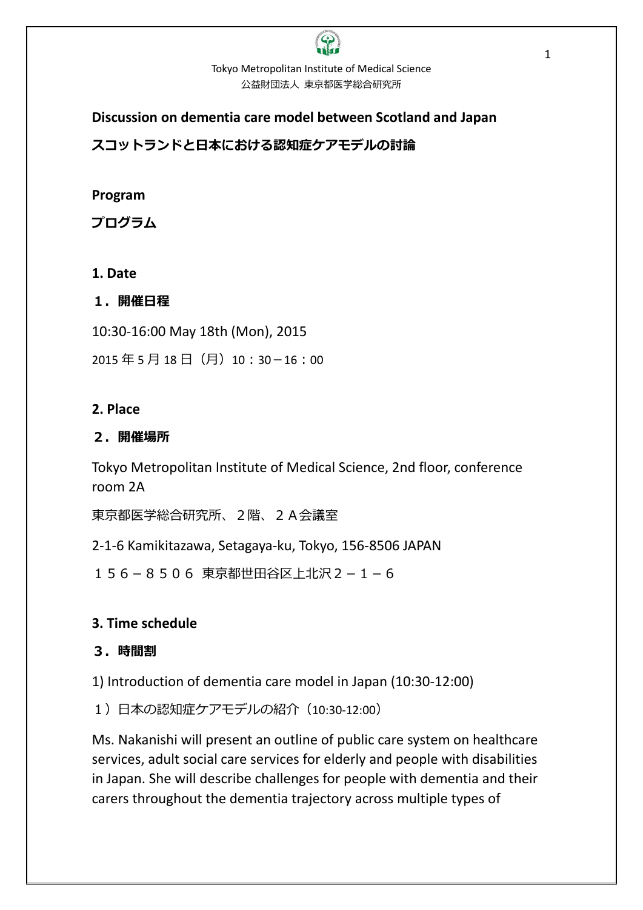Tokyo Metropolitan Institute of Medical Science
公益財団法人 東京都医学総合研究所

# Discussion on dementia care model between Scotland and Japan

# スコットランドと日本における認知症ケアモデルの討論

## Program

## プログラム

### 1. Date

### １．開催日程

10:30-16:00 May 18th (Mon), 2015

2015 年 5 月 18 日（月）10：30－16：00

### 2. Place

### ２．開催場所

Tokyo Metropolitan Institute of Medical Science, 2nd floor, conference room 2A

東京都医学総合研究所、２階、２A会議室

2-1-6 Kamikitazawa, Setagaya-ku, Tokyo, 156-8506 JAPAN

１５６－８５０６ 東京都世田谷区上北沢２－１－６

### 3. Time schedule

### ３．時間割

1) Introduction of dementia care model in Japan (10:30-12:00)

１）日本の認知症ケアモデルの紹介（10:30-12:00）

Ms. Nakanishi will present an outline of public care system on healthcare services, adult social care services for elderly and people with disabilities in Japan. She will describe challenges for people with dementia and their carers throughout the dementia trajectory across multiple types of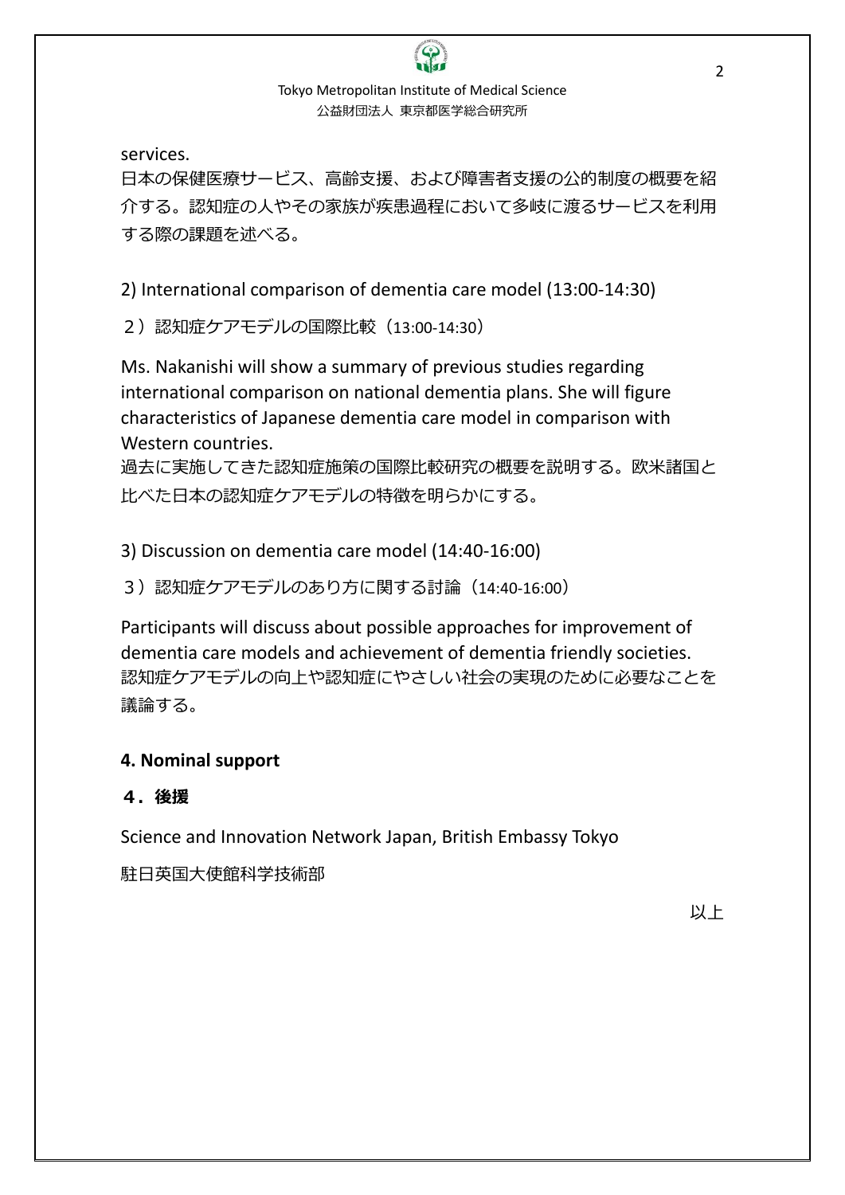services.
日本の保健医療サービス、高齢支援、および障害者支援の公的制度の概要を紹介する。認知症の人やその家族が疾患過程において多岐に渡るサービスを利用する際の課題を述べる。

2) International comparison of dementia care model (13:00-14:30)

２）認知症ケアモデルの国際比較（13:00-14:30）

Ms. Nakanishi will show a summary of previous studies regarding international comparison on national dementia plans. She will figure characteristics of Japanese dementia care model in comparison with Western countries.
過去に実施してきた認知症施策の国際比較研究の概要を説明する。欧米諸国と比べた日本の認知症ケアモデルの特徴を明らかにする。

3) Discussion on dementia care model (14:40-16:00)

３）認知症ケアモデルのあり方に関する討論（14:40-16:00）

Participants will discuss about possible approaches for improvement of dementia care models and achievement of dementia friendly societies.
認知症ケアモデルの向上や認知症にやさしい社会の実現のために必要なことを議論する。

## 4. Nominal support

## ４．後援

Science and Innovation Network Japan, British Embassy Tokyo

駐日英国大使館科学技術部

以上